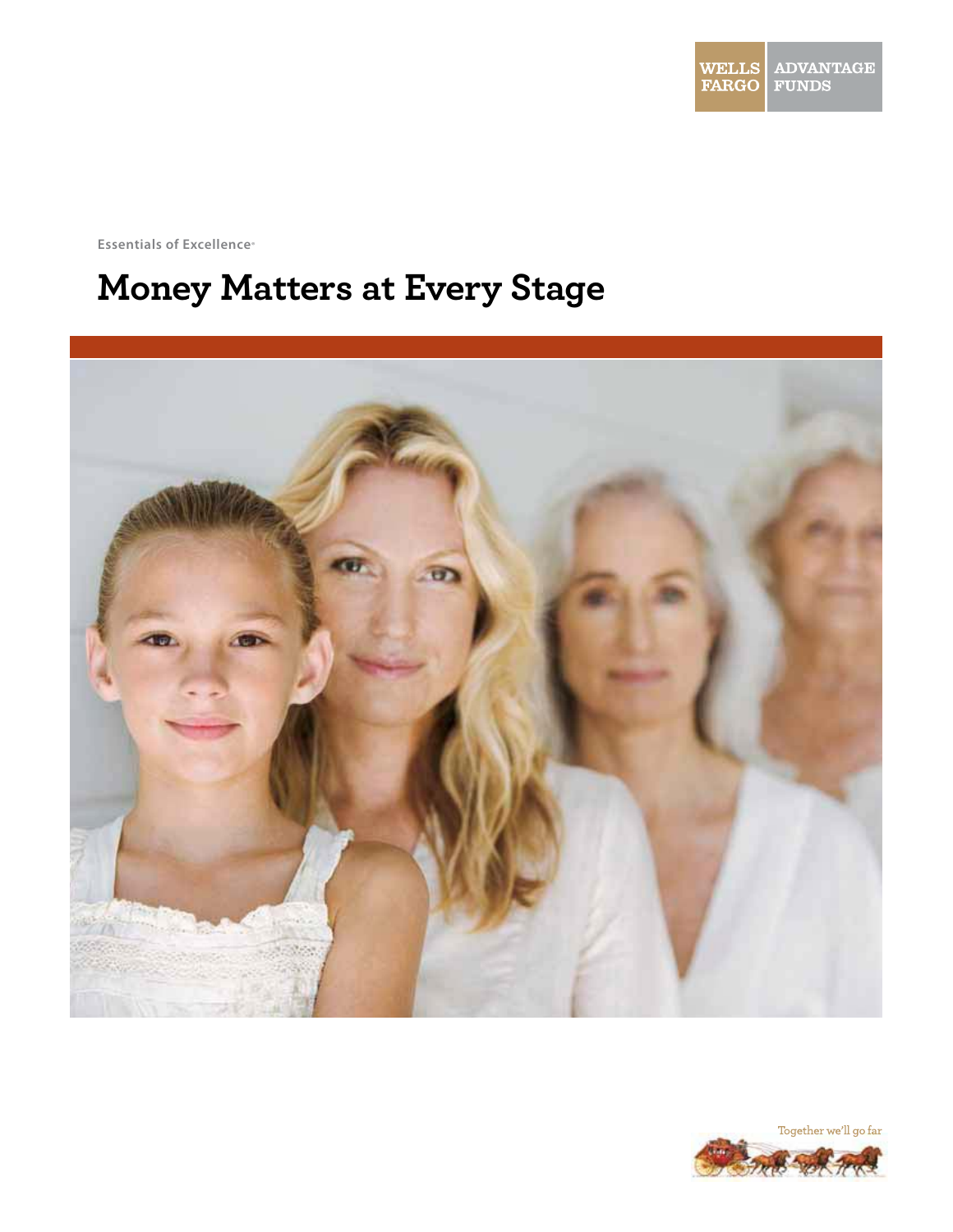WELLS FARGO ADVANTAGE FUNDS

Essentials of Excellence®

# Money Matters at Every Stage

Together we'll go far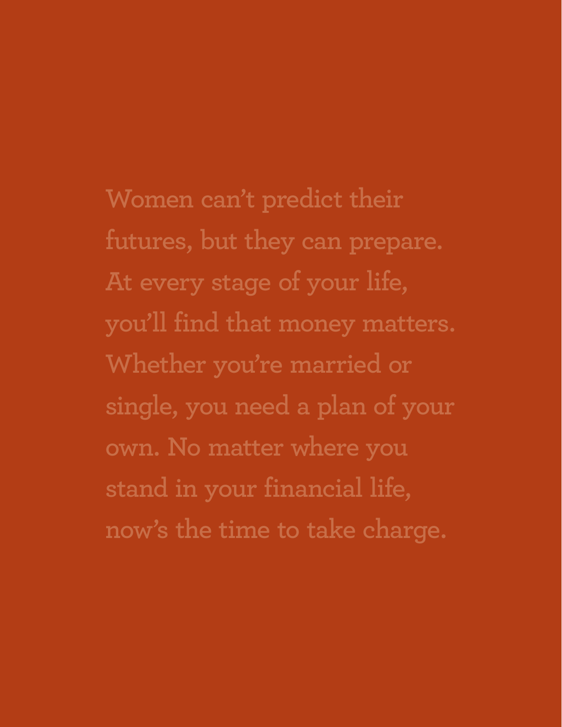Women can't predict their futures, but they can prepare. At every stage of your life, you'll find that money matters. Whether you're married or single, you need a plan of your own. No matter where you stand in your financial life, now's the time to take charge.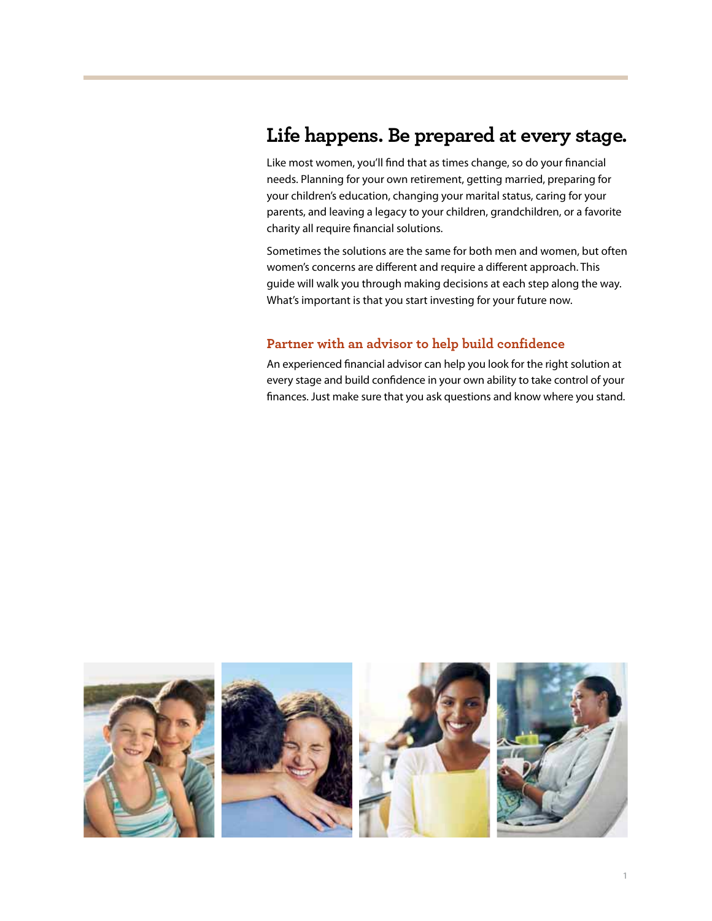# Life happens. Be prepared at every stage.

Like most women, you'll find that as times change, so do your financial needs. Planning for your own retirement, getting married, preparing for your children's education, changing your marital status, caring for your parents, and leaving a legacy to your children, grandchildren, or a favorite charity all require financial solutions.

Sometimes the solutions are the same for both men and women, but often women's concerns are different and require a different approach. This guide will walk you through making decisions at each step along the way. What's important is that you start investing for your future now.

## Partner with an advisor to help build confidence

An experienced financial advisor can help you look for the right solution at every stage and build confidence in your own ability to take control of your finances. Just make sure that you ask questions and know where you stand.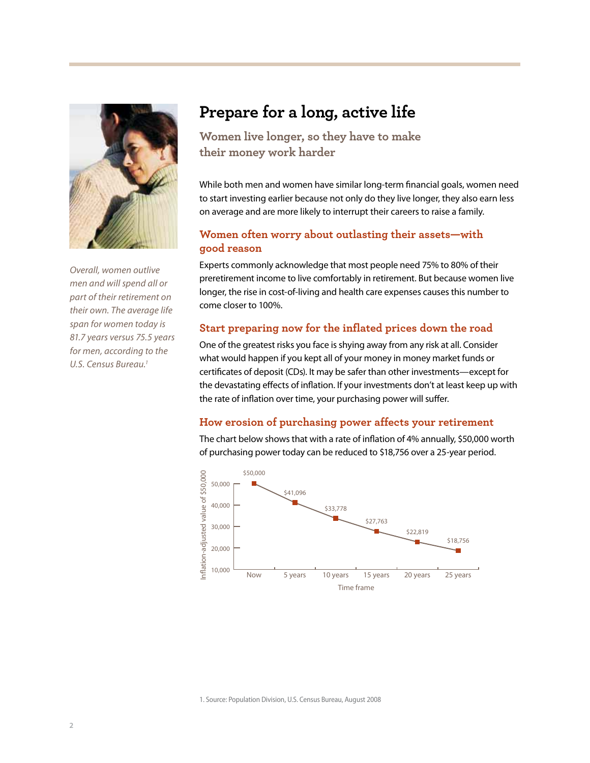# Prepare for a long, active life

## Women live longer, so they have to make their money work harder

*Overall, women outlive men and will spend all or part of their retirement on their own. The average life span for women today is 81.7 years versus 75.5 years for men, according to the U.S. Census Bureau.[1]*

While both men and women have similar long-term financial goals, women need to start investing earlier because not only do they live longer, they also earn less on average and are more likely to interrupt their careers to raise a family.

### Women often worry about outlasting their assets—with good reason

Experts commonly acknowledge that most people need 75% to 80% of their preretirement income to live comfortably in retirement. But because women live longer, the rise in cost-of-living and health care expenses causes this number to come closer to 100%.

### Start preparing now for the inflated prices down the road

One of the greatest risks you face is shying away from any risk at all. Consider what would happen if you kept all of your money in money market funds or certificates of deposit (CDs). It may be safer than other investments—except for the devastating effects of inflation. If your investments don't at least keep up with the rate of inflation over time, your purchasing power will suffer.

### How erosion of purchasing power affects your retirement

The chart below shows that with a rate of inflation of 4% annually, $50,000 worth of purchasing power today can be reduced to $18,756 over a 25-year period.

| Time frame | Inflation-adjusted value of $50,000 |
|---|---|
| Now | $50,000 |
| 5 years | $41,096 |
| 10 years | $33,778 |
| 15 years | $27,763 |
| 20 years | $22,819 |
| 25 years | $18,756 |

1. Source: Population Division, U.S. Census Bureau, August 2008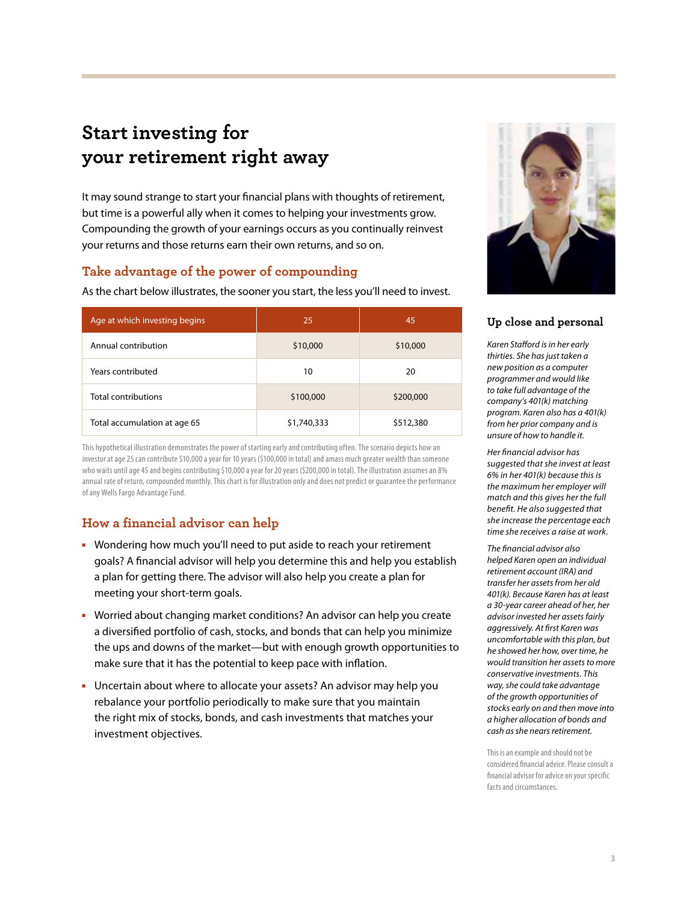# Start investing for your retirement right away

It may sound strange to start your financial plans with thoughts of retirement, but time is a powerful ally when it comes to helping your investments grow. Compounding the growth of your earnings occurs as you continually reinvest your returns and those returns earn their own returns, and so on.

## Take advantage of the power of compounding

As the chart below illustrates, the sooner you start, the less you'll need to invest.

| Age at which investing begins | 25 | 45 |
|---|---|---|
| Annual contribution | $10,000 | $10,000 |
| Years contributed | 10 | 20 |
| Total contributions | $100,000 | $200,000 |
| Total accumulation at age 65 | $1,740,333 | $512,380 |

This hypothetical illustration demonstrates the power of starting early and contributing often. The scenario depicts how an investor at age 25 can contribute $10,000 a year for 10 years ($100,000 in total) and amass much greater wealth than someone who waits until age 45 and begins contributing $10,000 a year for 20 years ($200,000 in total). The illustration assumes an 8% annual rate of return, compounded monthly. This chart is for illustration only and does not predict or guarantee the performance of any Wells Fargo Advantage Fund.

## How a financial advisor can help

- Wondering how much you'll need to put aside to reach your retirement goals? A financial advisor will help you determine this and help you establish a plan for getting there. The advisor will also help you create a plan for meeting your short-term goals.
- Worried about changing market conditions? An advisor can help you create a diversified portfolio of cash, stocks, and bonds that can help you minimize the ups and downs of the market—but with enough growth opportunities to make sure that it has the potential to keep pace with inflation.
- Uncertain about where to allocate your assets? An advisor may help you rebalance your portfolio periodically to make sure that you maintain the right mix of stocks, bonds, and cash investments that matches your investment objectives.

### Up close and personal

*Karen Stafford is in her early thirties. She has just taken a new position as a computer programmer and would like to take full advantage of the company's 401(k) matching program. Karen also has a 401(k) from her prior company and is unsure of how to handle it.*

*Her financial advisor has suggested that she invest at least 6% in her 401(k) because this is the maximum her employer will match and this gives her the full benefit. He also suggested that she increase the percentage each time she receives a raise at work.*

*The financial advisor also helped Karen open an individual retirement account (IRA) and transfer her assets from her old 401(k). Because Karen has at least a 30-year career ahead of her, her advisor invested her assets fairly aggressively. At first Karen was uncomfortable with this plan, but he showed her how, over time, he would transition her assets to more conservative investments. This way, she could take advantage of the growth opportunities of stocks early on and then move into a higher allocation of bonds and cash as she nears retirement.*

This is an example and should not be considered financial advice. Please consult a financial advisor for advice on your specific facts and circumstances.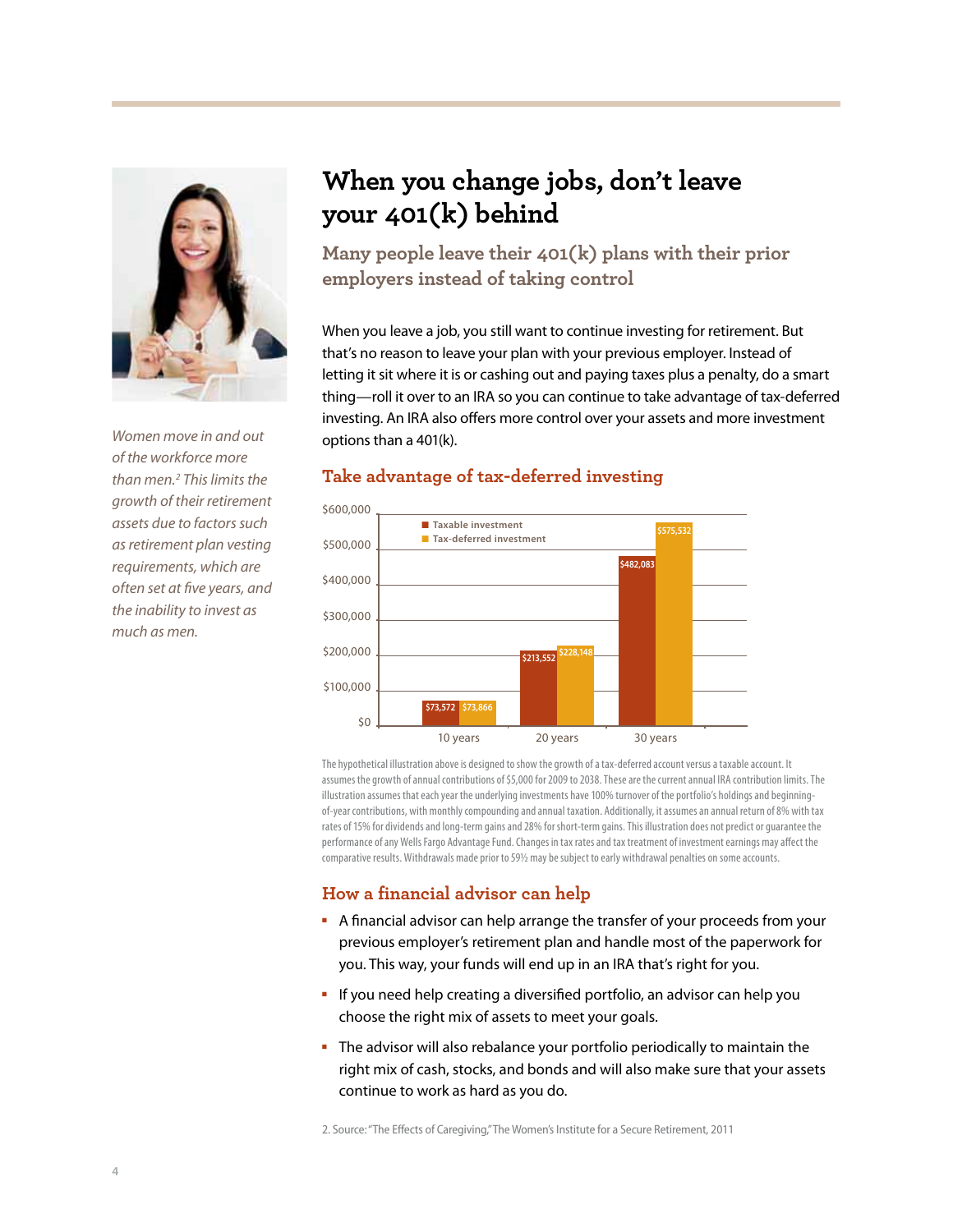# When you change jobs, don't leave your 401(k) behind

## Many people leave their 401(k) plans with their prior employers instead of taking control

*Women move in and out of the workforce more than men.[2] This limits the growth of their retirement assets due to factors such as retirement plan vesting requirements, which are often set at five years, and the inability to invest as much as men.*

When you leave a job, you still want to continue investing for retirement. But that's no reason to leave your plan with your previous employer. Instead of letting it sit where it is or cashing out and paying taxes plus a penalty, do a smart thing—roll it over to an IRA so you can continue to take advantage of tax-deferred investing. An IRA also offers more control over your assets and more investment options than a 401(k).

### Take advantage of tax-deferred investing

| | Taxable investment | Tax-deferred investment |
|---|---|---|
| 10 years | $73,572 | $73,866 |
| 20 years | $213,552 | $228,148 |
| 30 years | $482,083 | $575,532 |

The hypothetical illustration above is designed to show the growth of a tax-deferred account versus a taxable account. It assumes the growth of annual contributions of $5,000 for 2009 to 2038. These are the current annual IRA contribution limits. The illustration assumes that each year the underlying investments have 100% turnover of the portfolio's holdings and beginning-of-year contributions, with monthly compounding and annual taxation. Additionally, it assumes an annual return of 8% with tax rates of 15% for dividends and long-term gains and 28% for short-term gains. This illustration does not predict or guarantee the performance of any Wells Fargo Advantage Fund. Changes in tax rates and tax treatment of investment earnings may affect the comparative results. Withdrawals made prior to 59½ may be subject to early withdrawal penalties on some accounts.

### How a financial advisor can help

- A financial advisor can help arrange the transfer of your proceeds from your previous employer's retirement plan and handle most of the paperwork for you. This way, your funds will end up in an IRA that's right for you.
- If you need help creating a diversified portfolio, an advisor can help you choose the right mix of assets to meet your goals.
- The advisor will also rebalance your portfolio periodically to maintain the right mix of cash, stocks, and bonds and will also make sure that your assets continue to work as hard as you do.

2. Source: "The Effects of Caregiving," The Women's Institute for a Secure Retirement, 2011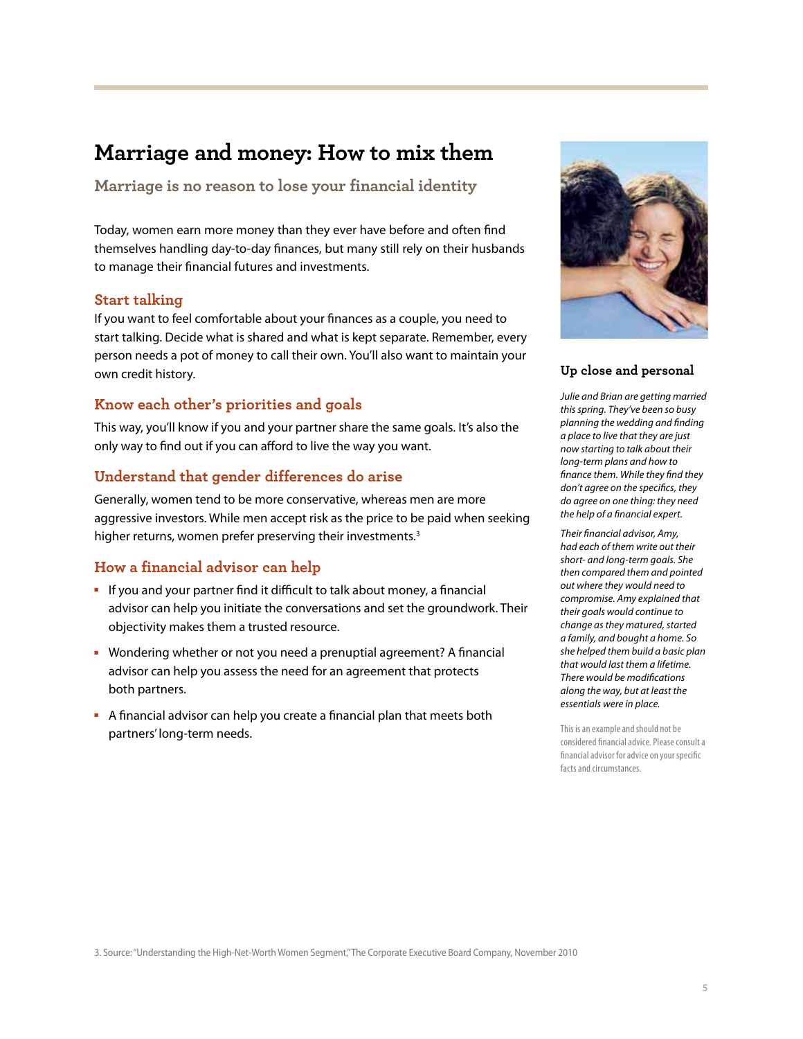# Marriage and money: How to mix them

## Marriage is no reason to lose your financial identity

Today, women earn more money than they ever have before and often find themselves handling day-to-day finances, but many still rely on their husbands to manage their financial futures and investments.

### Start talking

If you want to feel comfortable about your finances as a couple, you need to start talking. Decide what is shared and what is kept separate. Remember, every person needs a pot of money to call their own. You'll also want to maintain your own credit history.

### Know each other's priorities and goals

This way, you'll know if you and your partner share the same goals. It's also the only way to find out if you can afford to live the way you want.

### Understand that gender differences do arise

Generally, women tend to be more conservative, whereas men are more aggressive investors. While men accept risk as the price to be paid when seeking higher returns, women prefer preserving their investments.[3]

### How a financial advisor can help

- If you and your partner find it difficult to talk about money, a financial advisor can help you initiate the conversations and set the groundwork. Their objectivity makes them a trusted resource.
- Wondering whether or not you need a prenuptial agreement? A financial advisor can help you assess the need for an agreement that protects both partners.
- A financial advisor can help you create a financial plan that meets both partners' long-term needs.

### Up close and personal

*Julie and Brian are getting married this spring. They've been so busy planning the wedding and finding a place to live that they are just now starting to talk about their long-term plans and how to finance them. While they find they don't agree on the specifics, they do agree on one thing: they need the help of a financial expert.*

*Their financial advisor, Amy, had each of them write out their short- and long-term goals. She then compared them and pointed out where they would need to compromise. Amy explained that their goals would continue to change as they matured, started a family, and bought a home. So she helped them build a basic plan that would last them a lifetime. There would be modifications along the way, but at least the essentials were in place.*

This is an example and should not be considered financial advice. Please consult a financial advisor for advice on your specific facts and circumstances.

3. Source: "Understanding the High-Net-Worth Women Segment," The Corporate Executive Board Company, November 2010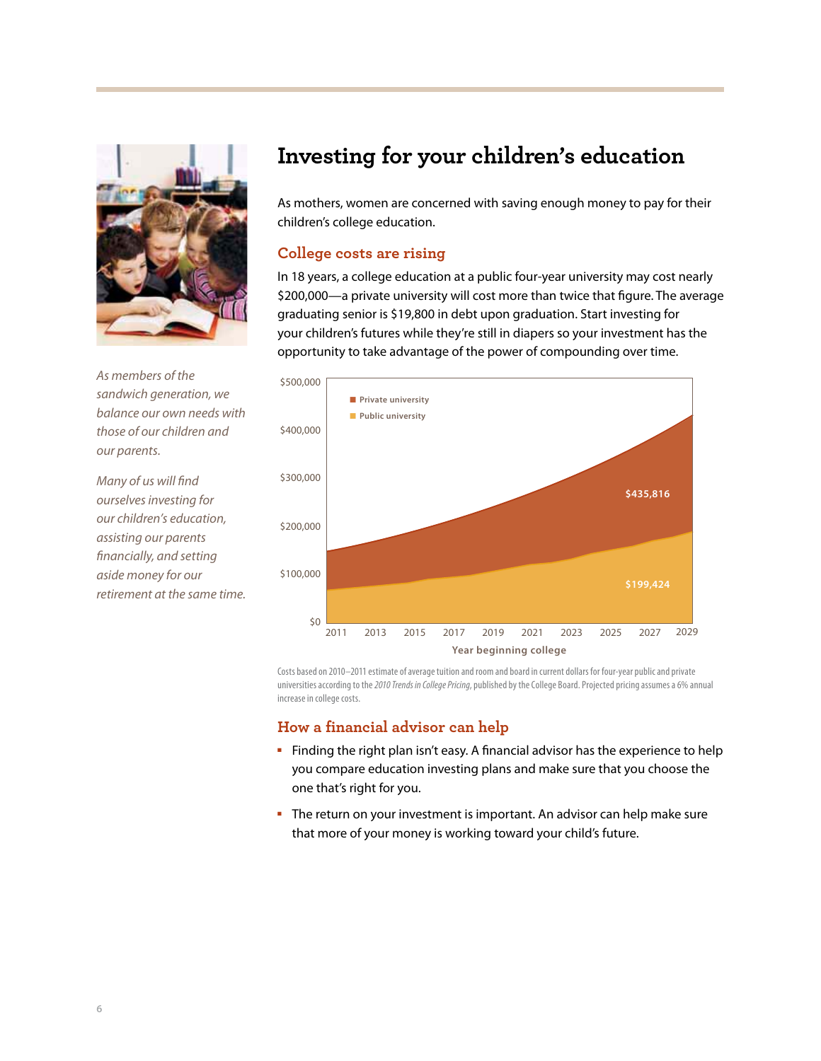# Investing for your children's education

As mothers, women are concerned with saving enough money to pay for their children's college education.

## College costs are rising

In 18 years, a college education at a public four-year university may cost nearly $200,000—a private university will cost more than twice that figure. The average graduating senior is $19,800 in debt upon graduation. Start investing for your children's futures while they're still in diapers so your investment has the opportunity to take advantage of the power of compounding over time.

*As members of the sandwich generation, we balance our own needs with those of our children and our parents.*

*Many of us will find ourselves investing for our children's education, assisting our parents financially, and setting aside money for our retirement at the same time.*

Costs based on 2010–2011 estimate of average tuition and room and board in current dollars for four-year public and private universities according to the *2010 Trends in College Pricing*, published by the College Board. Projected pricing assumes a 6% annual increase in college costs.

## How a financial advisor can help

- Finding the right plan isn't easy. A financial advisor has the experience to help you compare education investing plans and make sure that you choose the one that's right for you.
- The return on your investment is important. An advisor can help make sure that more of your money is working toward your child's future.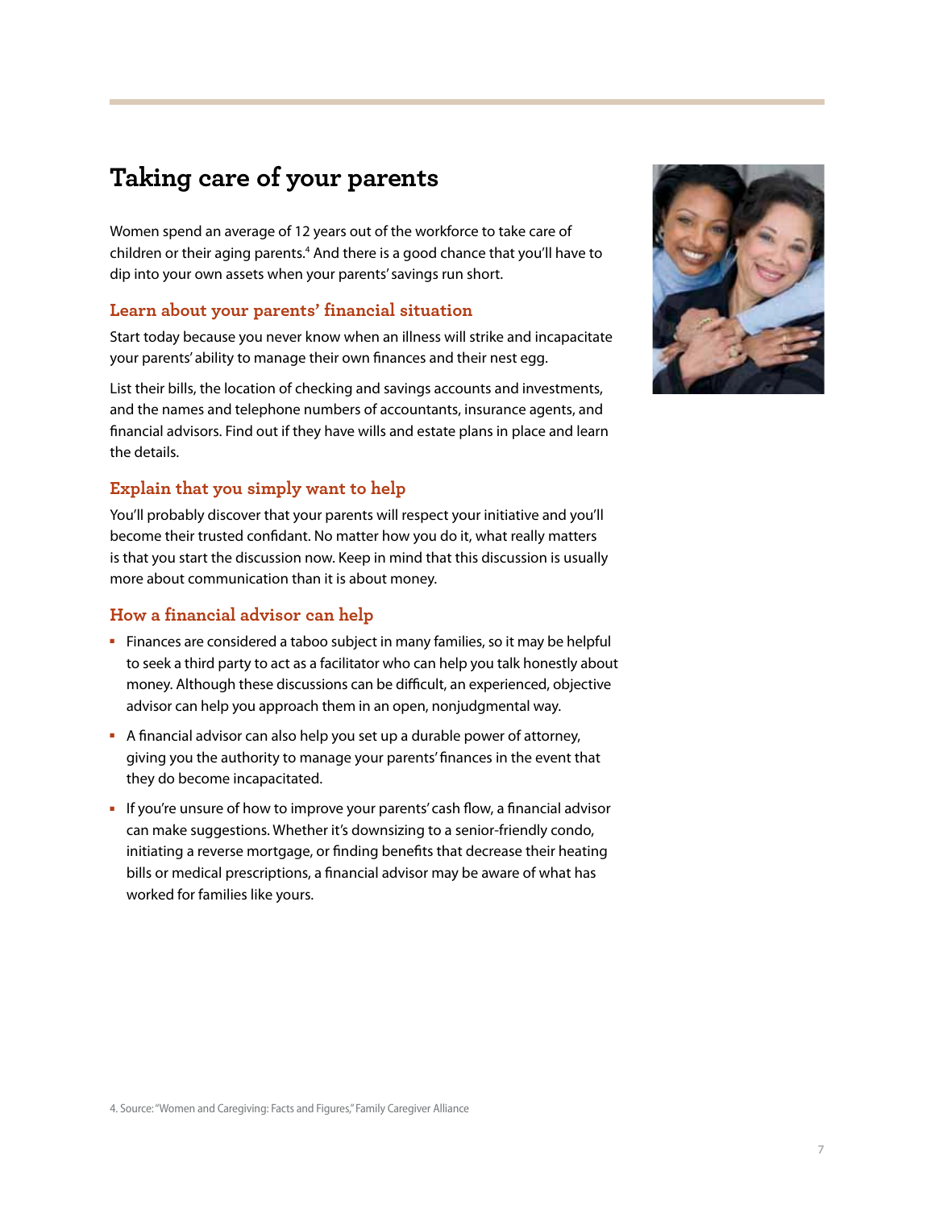# Taking care of your parents

Women spend an average of 12 years out of the workforce to take care of children or their aging parents.[4] And there is a good chance that you'll have to dip into your own assets when your parents' savings run short.

## Learn about your parents' financial situation

Start today because you never know when an illness will strike and incapacitate your parents' ability to manage their own finances and their nest egg.

List their bills, the location of checking and savings accounts and investments, and the names and telephone numbers of accountants, insurance agents, and financial advisors. Find out if they have wills and estate plans in place and learn the details.

## Explain that you simply want to help

You'll probably discover that your parents will respect your initiative and you'll become their trusted confidant. No matter how you do it, what really matters is that you start the discussion now. Keep in mind that this discussion is usually more about communication than it is about money.

## How a financial advisor can help

- Finances are considered a taboo subject in many families, so it may be helpful to seek a third party to act as a facilitator who can help you talk honestly about money. Although these discussions can be difficult, an experienced, objective advisor can help you approach them in an open, nonjudgmental way.
- A financial advisor can also help you set up a durable power of attorney, giving you the authority to manage your parents' finances in the event that they do become incapacitated.
- If you're unsure of how to improve your parents' cash flow, a financial advisor can make suggestions. Whether it's downsizing to a senior-friendly condo, initiating a reverse mortgage, or finding benefits that decrease their heating bills or medical prescriptions, a financial advisor may be aware of what has worked for families like yours.

4. Source: "Women and Caregiving: Facts and Figures," Family Caregiver Alliance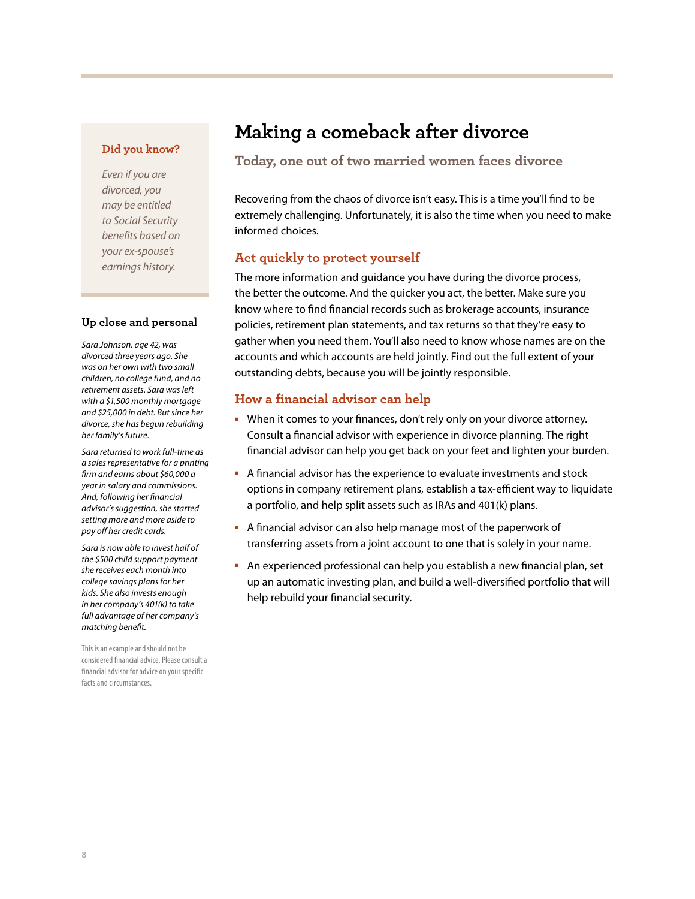# Making a comeback after divorce

## Today, one out of two married women faces divorce

Recovering from the chaos of divorce isn't easy. This is a time you'll find to be extremely challenging. Unfortunately, it is also the time when you need to make informed choices.

### Act quickly to protect yourself

The more information and guidance you have during the divorce process, the better the outcome. And the quicker you act, the better. Make sure you know where to find financial records such as brokerage accounts, insurance policies, retirement plan statements, and tax returns so that they're easy to gather when you need them. You'll also need to know whose names are on the accounts and which accounts are held jointly. Find out the full extent of your outstanding debts, because you will be jointly responsible.

### How a financial advisor can help

- When it comes to your finances, don't rely only on your divorce attorney. Consult a financial advisor with experience in divorce planning. The right financial advisor can help you get back on your feet and lighten your burden.
- A financial advisor has the experience to evaluate investments and stock options in company retirement plans, establish a tax-efficient way to liquidate a portfolio, and help split assets such as IRAs and 401(k) plans.
- A financial advisor can also help manage most of the paperwork of transferring assets from a joint account to one that is solely in your name.
- An experienced professional can help you establish a new financial plan, set up an automatic investing plan, and build a well-diversified portfolio that will help rebuild your financial security.

### Did you know?

*Even if you are divorced, you may be entitled to Social Security benefits based on your ex-spouse's earnings history.*

### Up close and personal

*Sara Johnson, age 42, was divorced three years ago. She was on her own with two small children, no college fund, and no retirement assets. Sara was left with a $1,500 monthly mortgage and $25,000 in debt. But since her divorce, she has begun rebuilding her family's future.*

*Sara returned to work full-time as a sales representative for a printing firm and earns about $60,000 a year in salary and commissions. And, following her financial advisor's suggestion, she started setting more and more aside to pay off her credit cards.*

*Sara is now able to invest half of the $500 child support payment she receives each month into college savings plans for her kids. She also invests enough in her company's 401(k) to take full advantage of her company's matching benefit.*

This is an example and should not be considered financial advice. Please consult a financial advisor for advice on your specific facts and circumstances.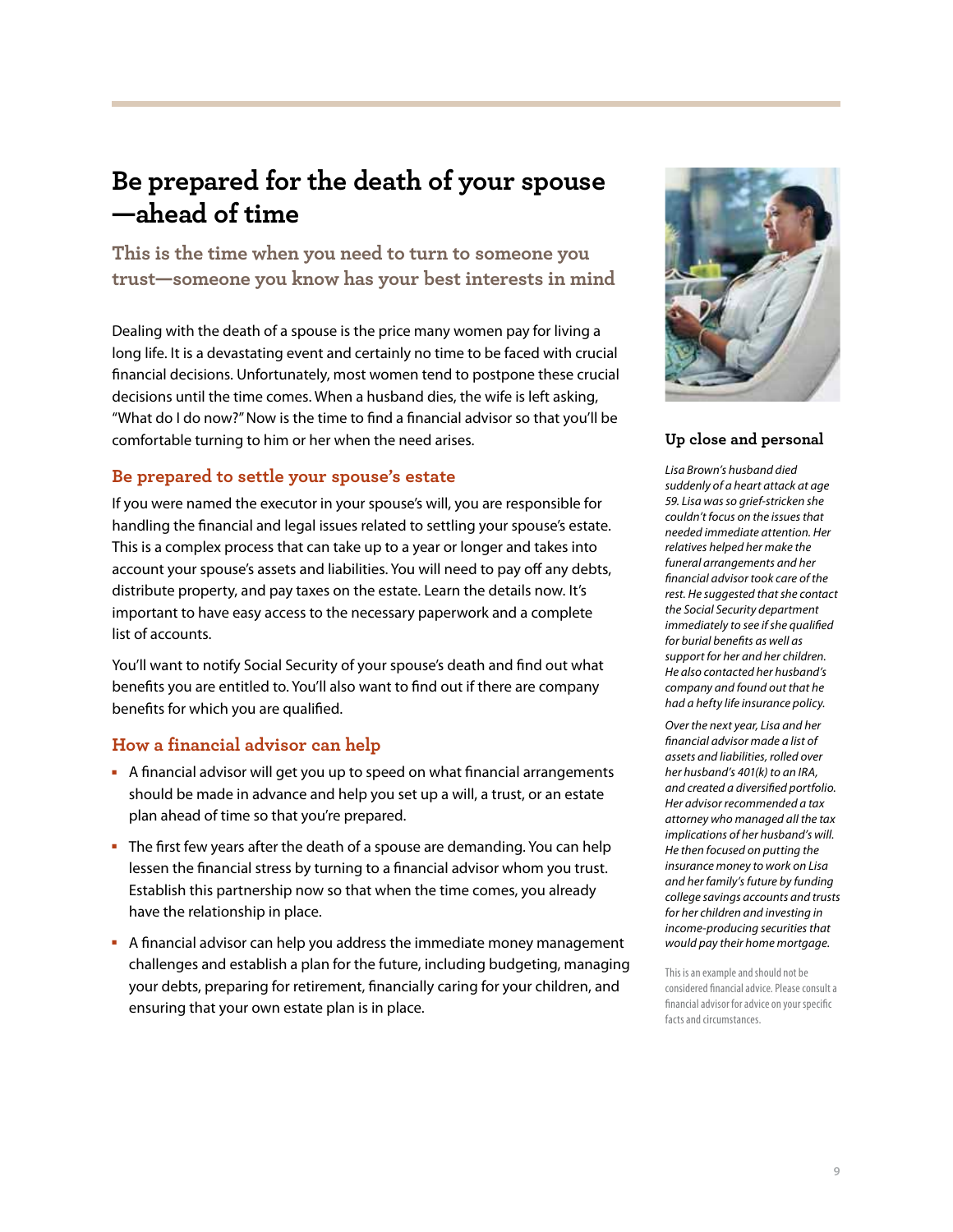# Be prepared for the death of your spouse—ahead of time

## This is the time when you need to turn to someone you trust—someone you know has your best interests in mind

Dealing with the death of a spouse is the price many women pay for living a long life. It is a devastating event and certainly no time to be faced with crucial financial decisions. Unfortunately, most women tend to postpone these crucial decisions until the time comes. When a husband dies, the wife is left asking, "What do I do now?" Now is the time to find a financial advisor so that you'll be comfortable turning to him or her when the need arises.

### Be prepared to settle your spouse's estate

If you were named the executor in your spouse's will, you are responsible for handling the financial and legal issues related to settling your spouse's estate. This is a complex process that can take up to a year or longer and takes into account your spouse's assets and liabilities. You will need to pay off any debts, distribute property, and pay taxes on the estate. Learn the details now. It's important to have easy access to the necessary paperwork and a complete list of accounts.

You'll want to notify Social Security of your spouse's death and find out what benefits you are entitled to. You'll also want to find out if there are company benefits for which you are qualified.

### How a financial advisor can help

- A financial advisor will get you up to speed on what financial arrangements should be made in advance and help you set up a will, a trust, or an estate plan ahead of time so that you're prepared.
- The first few years after the death of a spouse are demanding. You can help lessen the financial stress by turning to a financial advisor whom you trust. Establish this partnership now so that when the time comes, you already have the relationship in place.
- A financial advisor can help you address the immediate money management challenges and establish a plan for the future, including budgeting, managing your debts, preparing for retirement, financially caring for your children, and ensuring that your own estate plan is in place.

### Up close and personal

*Lisa Brown's husband died suddenly of a heart attack at age 59. Lisa was so grief-stricken she couldn't focus on the issues that needed immediate attention. Her relatives helped her make the funeral arrangements and her financial advisor took care of the rest. He suggested that she contact the Social Security department immediately to see if she qualified for burial benefits as well as support for her and her children. He also contacted her husband's company and found out that he had a hefty life insurance policy.*

*Over the next year, Lisa and her financial advisor made a list of assets and liabilities, rolled over her husband's 401(k) to an IRA, and created a diversified portfolio. Her advisor recommended a tax attorney who managed all the tax implications of her husband's will. He then focused on putting the insurance money to work on Lisa and her family's future by funding college savings accounts and trusts for her children and investing in income-producing securities that would pay their home mortgage.*

This is an example and should not be considered financial advice. Please consult a financial advisor for advice on your specific facts and circumstances.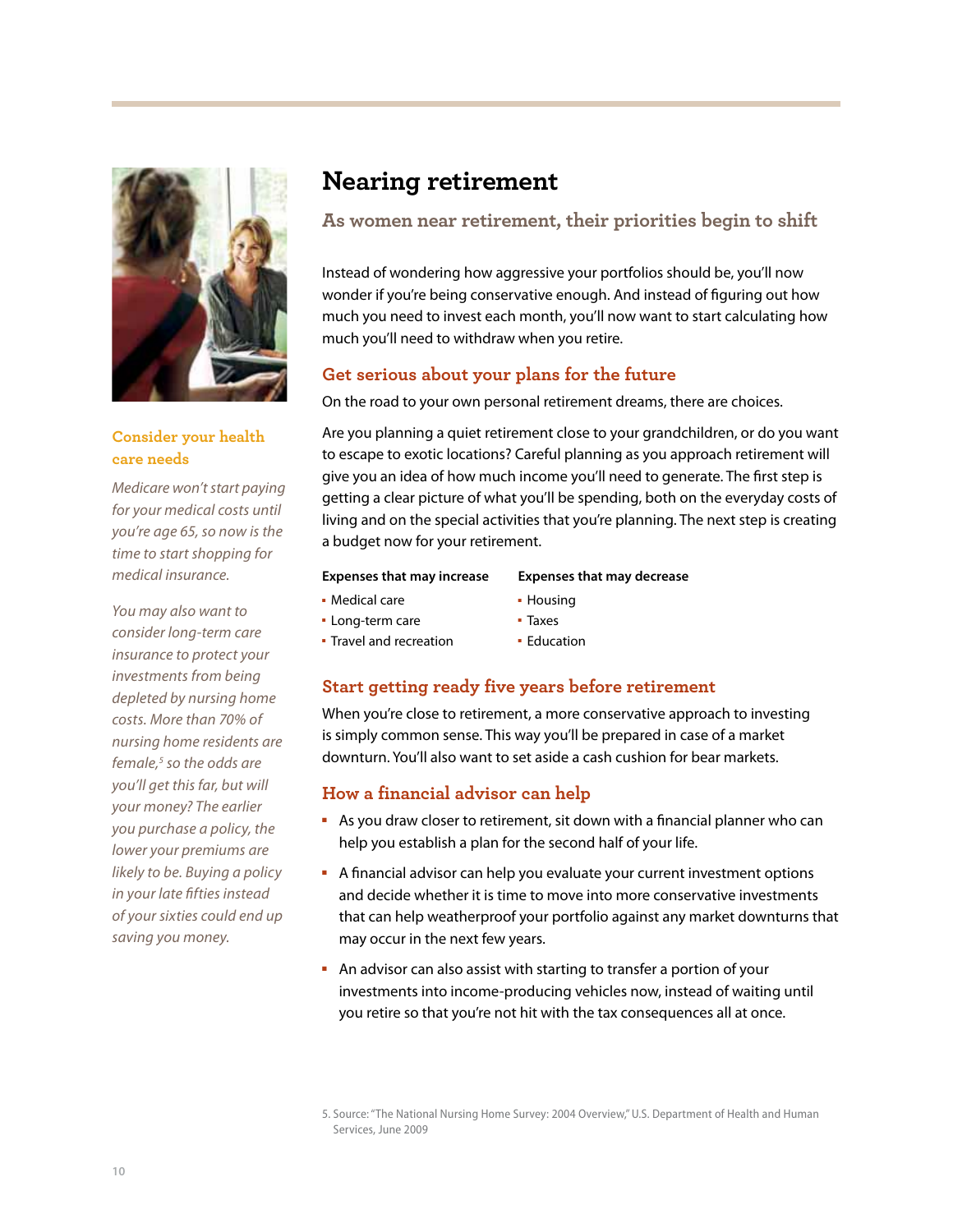# Nearing retirement

## As women near retirement, their priorities begin to shift

Instead of wondering how aggressive your portfolios should be, you'll now wonder if you're being conservative enough. And instead of figuring out how much you need to invest each month, you'll now want to start calculating how much you'll need to withdraw when you retire.

### Get serious about your plans for the future

On the road to your own personal retirement dreams, there are choices.

Are you planning a quiet retirement close to your grandchildren, or do you want to escape to exotic locations? Careful planning as you approach retirement will give you an idea of how much income you'll need to generate. The first step is getting a clear picture of what you'll be spending, both on the everyday costs of living and on the special activities that you're planning. The next step is creating a budget now for your retirement.

**Expenses that may increase**

- Medical care
- Long-term care
- Travel and recreation

**Expenses that may decrease**

- Housing
- Taxes
- Education

### Start getting ready five years before retirement

When you're close to retirement, a more conservative approach to investing is simply common sense. This way you'll be prepared in case of a market downturn. You'll also want to set aside a cash cushion for bear markets.

### How a financial advisor can help

- As you draw closer to retirement, sit down with a financial planner who can help you establish a plan for the second half of your life.
- A financial advisor can help you evaluate your current investment options and decide whether it is time to move into more conservative investments that can help weatherproof your portfolio against any market downturns that may occur in the next few years.
- An advisor can also assist with starting to transfer a portion of your investments into income-producing vehicles now, instead of waiting until you retire so that you're not hit with the tax consequences all at once.

### Consider your health care needs

*Medicare won't start paying for your medical costs until you're age 65, so now is the time to start shopping for medical insurance.*

*You may also want to consider long-term care insurance to protect your investments from being depleted by nursing home costs. More than 70% of nursing home residents are female,[5] so the odds are you'll get this far, but will your money? The earlier you purchase a policy, the lower your premiums are likely to be. Buying a policy in your late fifties instead of your sixties could end up saving you money.*

5. Source: "The National Nursing Home Survey: 2004 Overview," U.S. Department of Health and Human Services, June 2009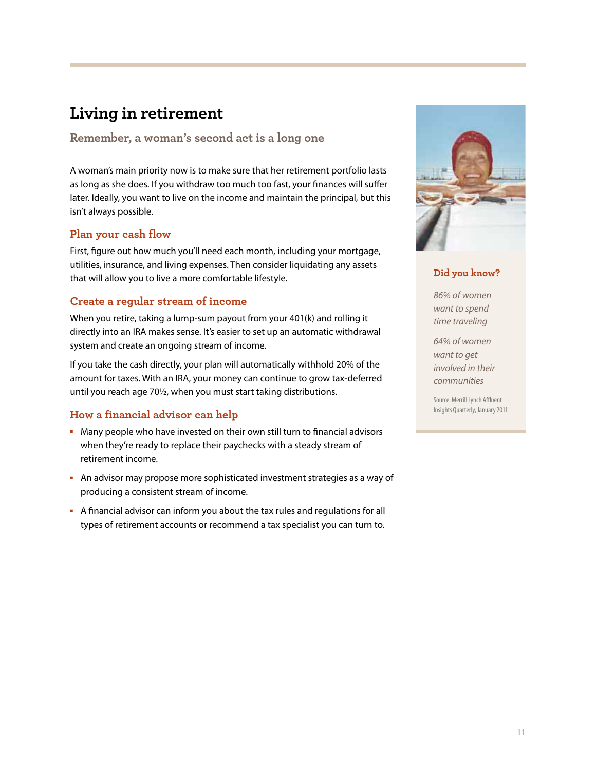# Living in retirement

### Remember, a woman's second act is a long one

A woman's main priority now is to make sure that her retirement portfolio lasts as long as she does. If you withdraw too much too fast, your finances will suffer later. Ideally, you want to live on the income and maintain the principal, but this isn't always possible.

## Plan your cash flow

First, figure out how much you'll need each month, including your mortgage, utilities, insurance, and living expenses. Then consider liquidating any assets that will allow you to live a more comfortable lifestyle.

## Create a regular stream of income

When you retire, taking a lump-sum payout from your 401(k) and rolling it directly into an IRA makes sense. It's easier to set up an automatic withdrawal system and create an ongoing stream of income.

If you take the cash directly, your plan will automatically withhold 20% of the amount for taxes. With an IRA, your money can continue to grow tax-deferred until you reach age 70½, when you must start taking distributions.

## How a financial advisor can help

- Many people who have invested on their own still turn to financial advisors when they're ready to replace their paychecks with a steady stream of retirement income.
- An advisor may propose more sophisticated investment strategies as a way of producing a consistent stream of income.
- A financial advisor can inform you about the tax rules and regulations for all types of retirement accounts or recommend a tax specialist you can turn to.

## Did you know?

*86% of women want to spend time traveling*

*64% of women want to get involved in their communities*

Source: Merrill Lynch Affluent Insights Quarterly, January 2011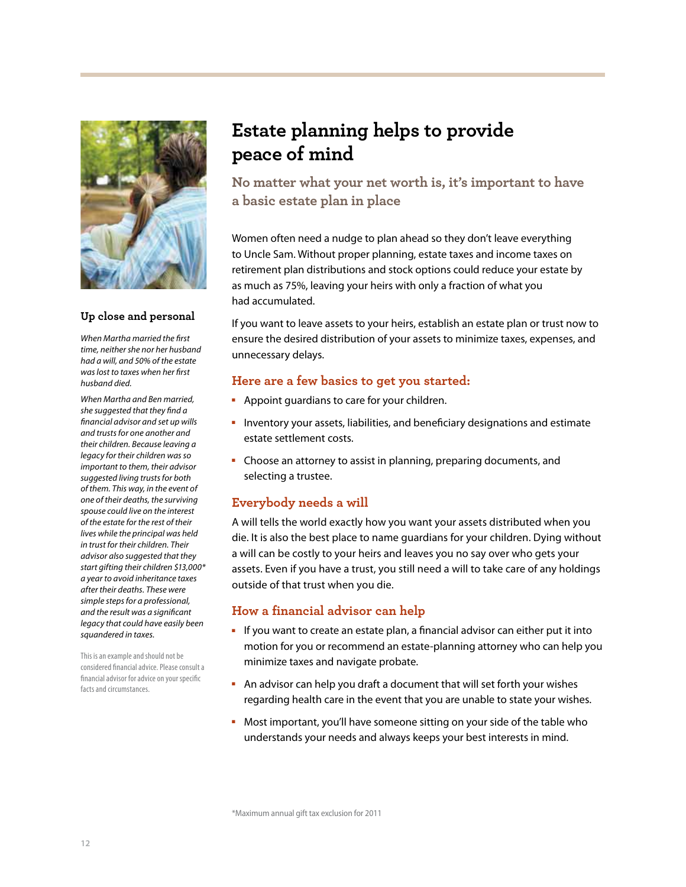# Estate planning helps to provide peace of mind

## No matter what your net worth is, it's important to have a basic estate plan in place

Women often need a nudge to plan ahead so they don't leave everything to Uncle Sam. Without proper planning, estate taxes and income taxes on retirement plan distributions and stock options could reduce your estate by as much as 75%, leaving your heirs with only a fraction of what you had accumulated.

If you want to leave assets to your heirs, establish an estate plan or trust now to ensure the desired distribution of your assets to minimize taxes, expenses, and unnecessary delays.

### Here are a few basics to get you started:

- Appoint guardians to care for your children.
- Inventory your assets, liabilities, and beneficiary designations and estimate estate settlement costs.
- Choose an attorney to assist in planning, preparing documents, and selecting a trustee.

### Everybody needs a will

A will tells the world exactly how you want your assets distributed when you die. It is also the best place to name guardians for your children. Dying without a will can be costly to your heirs and leaves you no say over who gets your assets. Even if you have a trust, you still need a will to take care of any holdings outside of that trust when you die.

### How a financial advisor can help

- If you want to create an estate plan, a financial advisor can either put it into motion for you or recommend an estate-planning attorney who can help you minimize taxes and navigate probate.
- An advisor can help you draft a document that will set forth your wishes regarding health care in the event that you are unable to state your wishes.
- Most important, you'll have someone sitting on your side of the table who understands your needs and always keeps your best interests in mind.

### Up close and personal

*When Martha married the first time, neither she nor her husband had a will, and 50% of the estate was lost to taxes when her first husband died.*

*When Martha and Ben married, she suggested that they find a financial advisor and set up wills and trusts for one another and their children. Because leaving a legacy for their children was so important to them, their advisor suggested living trusts for both of them. This way, in the event of one of their deaths, the surviving spouse could live on the interest of the estate for the rest of their lives while the principal was held in trust for their children. Their advisor also suggested that they start gifting their children $13,000* a year to avoid inheritance taxes after their deaths. These were simple steps for a professional, and the result was a significant legacy that could have easily been squandered in taxes.*

This is an example and should not be considered financial advice. Please consult a financial advisor for advice on your specific facts and circumstances.

*Maximum annual gift tax exclusion for 2011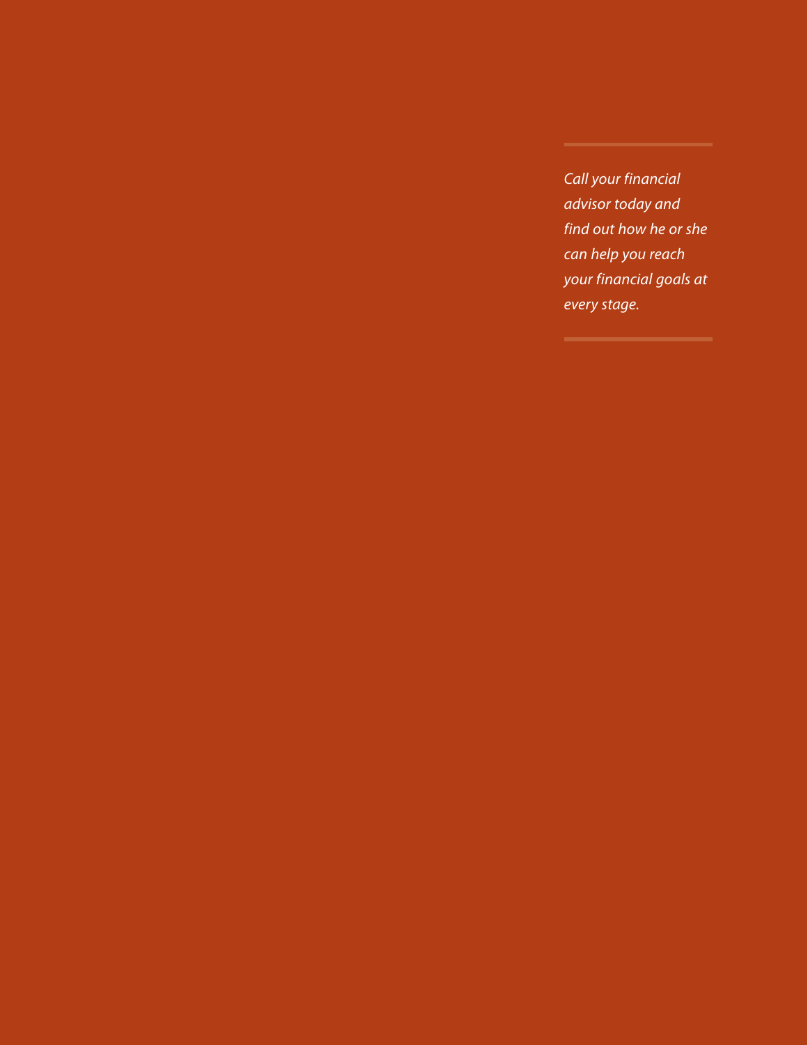*Call your financial advisor today and find out how he or she can help you reach your financial goals at every stage.*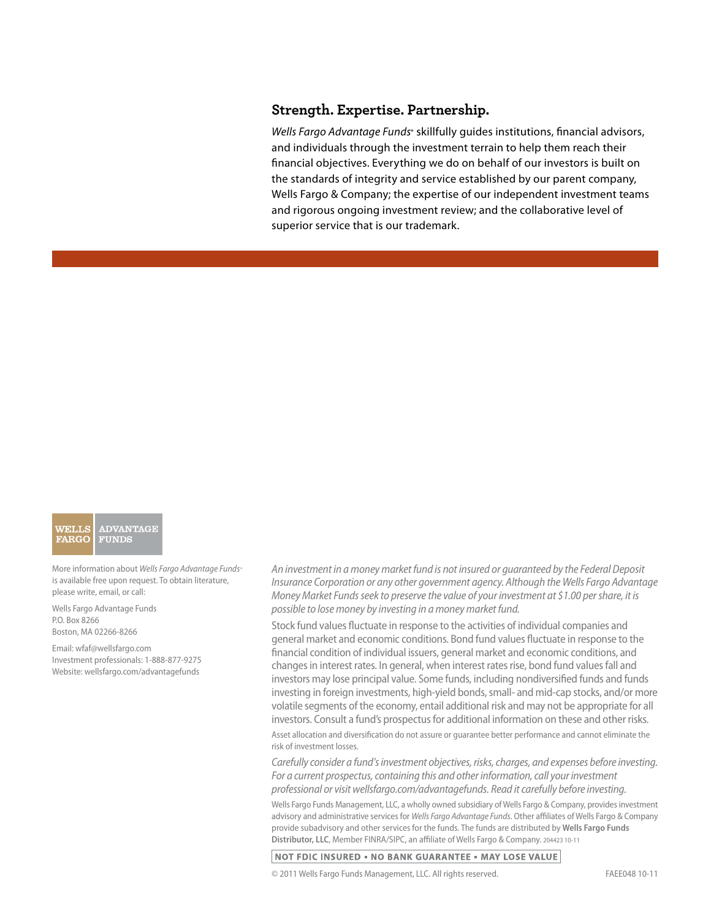## Strength. Expertise. Partnership.

*Wells Fargo Advantage Funds*® skillfully guides institutions, financial advisors, and individuals through the investment terrain to help them reach their financial objectives. Everything we do on behalf of our investors is built on the standards of integrity and service established by our parent company, Wells Fargo & Company; the expertise of our independent investment teams and rigorous ongoing investment review; and the collaborative level of superior service that is our trademark.

WELLS FARGO ADVANTAGE FUNDS

More information about *Wells Fargo Advantage Funds*® is available free upon request. To obtain literature, please write, email, or call:

Wells Fargo Advantage Funds
P.O. Box 8266
Boston, MA 02266-8266

Email: wfaf@wellsfargo.com
Investment professionals: 1-888-877-9275
Website: wellsfargo.com/advantagefunds

*An investment in a money market fund is not insured or guaranteed by the Federal Deposit Insurance Corporation or any other government agency. Although the Wells Fargo Advantage Money Market Funds seek to preserve the value of your investment at $1.00 per share, it is possible to lose money by investing in a money market fund.*

Stock fund values fluctuate in response to the activities of individual companies and general market and economic conditions. Bond fund values fluctuate in response to the financial condition of individual issuers, general market and economic conditions, and changes in interest rates. In general, when interest rates rise, bond fund values fall and investors may lose principal value. Some funds, including nondiversified funds and funds investing in foreign investments, high-yield bonds, small- and mid-cap stocks, and/or more volatile segments of the economy, entail additional risk and may not be appropriate for all investors. Consult a fund's prospectus for additional information on these and other risks.

Asset allocation and diversification do not assure or guarantee better performance and cannot eliminate the risk of investment losses.

*Carefully consider a fund's investment objectives, risks, charges, and expenses before investing. For a current prospectus, containing this and other information, call your investment professional or visit wellsfargo.com/advantagefunds. Read it carefully before investing.*

Wells Fargo Funds Management, LLC, a wholly owned subsidiary of Wells Fargo & Company, provides investment advisory and administrative services for *Wells Fargo Advantage Funds*. Other affiliates of Wells Fargo & Company provide subadvisory and other services for the funds. The funds are distributed by **Wells Fargo Funds Distributor, LLC**, Member FINRA/SIPC, an affiliate of Wells Fargo & Company. 204423 10-11

**NOT FDIC INSURED ▪ NO BANK GUARANTEE ▪ MAY LOSE VALUE**

© 2011 Wells Fargo Funds Management, LLC. All rights reserved.

FAEE048 10-11